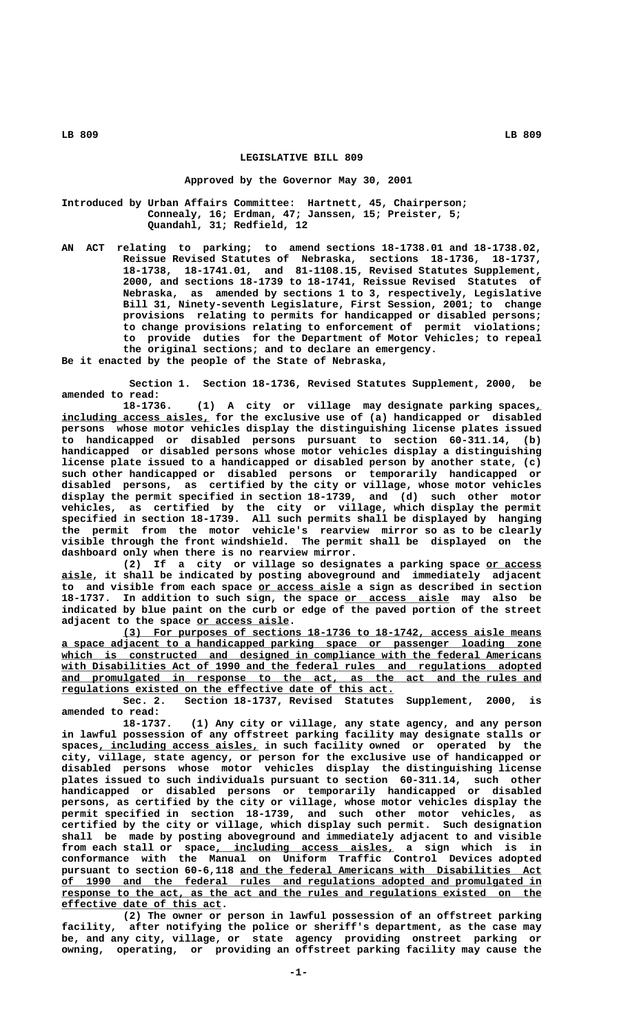# LEGISLATIVE BILL 809

### Approved by the Governor May 30, 2001

Introduced by Urban Affairs Committee: Hartnett, 45, Chairperson; Connealy, 16; Erdman, 47; Janssen, 15; Preister, 5; Quandahl, 31; Redfield, 12

AN ACT relating to parking; to amend sections 18-1738.01 and 18-1738.02, Reissue Revised Statutes of Nebraska, sections 18-1736, 18-1737, 18-1738, 18-1741.01, and 81-1108.15, Revised Statutes Supplement, 2000, and sections 18-1739 to 18-1741, Reissue Revised Statutes of Nebraska, as amended by sections 1 to 3, respectively, Legislative Bill 31, Ninety-seventh Legislature, First Session, 2001; to change provisions relating to permits for handicapped or disabled persons; to change provisions relating to enforcement of permit violations; to provide duties for the Department of Motor Vehicles; to repeal the original sections; and to declare an emergency.

Be it enacted by the people of the State of Nebraska,

Section 1. Section 18-1736, Revised Statutes Supplement, 2000, be amended to read:

18-1736. (1) A city or village may designate parking spaces, including access aisles, for the exclusive use of (a) handicapped or disabled persons whose motor vehicles display the distinguishing license plates issued to handicapped or disabled persons pursuant to section 60-311.14, (b) handicapped or disabled persons whose motor vehicles display a distinguishing license plate issued to a handicapped or disabled person by another state, (c) such other handicapped or disabled persons or temporarily handicapped or disabled persons, as certified by the city or village, whose motor vehicles display the permit specified in section 18-1739, and (d) such other motor vehicles, as certified by the city or village, which display the permit specified in section 18-1739. All such permits shall be displayed by hanging the permit from the motor vehicle's rearview mirror so as to be clearly visible through the front windshield. The permit shall be displayed on the dashboard only when there is no rearview mirror.

(2) If a city or village so designates a parking space or access aisle, it shall be indicated by posting aboveground and immediately adjacent to and visible from each space or access aisle a sign as described in section 18-1737. In addition to such sign, the space or access aisle may also be indicated by blue paint on the curb or edge of the paved portion of the street adjacent to the space or access aisle.

(3) For purposes of sections 18-1736 to 18-1742, access aisle means a space adjacent to a handicapped parking space or passenger loading zone which is constructed and designed in compliance with the federal Americans with Disabilities Act of 1990 and the federal rules and regulations adopted and promulgated in response to the act, as the act and the rules and regulations existed on the effective date of this act.

Sec. 2. Section 18-1737, Revised Statutes Supplement, 2000, is amended to read:

18-1737. (1) Any city or village, any state agency, and any person in lawful possession of any offstreet parking facility may designate stalls or spaces, including access aisles, in such facility owned or operated by the city, village, state agency, or person for the exclusive use of handicapped or disabled persons whose motor vehicles display the distinguishing license plates issued to such individuals pursuant to section 60-311.14, such other handicapped or disabled persons or temporarily handicapped or disabled persons, as certified by the city or village, whose motor vehicles display the permit specified in section 18-1739, and such other motor vehicles, as certified by the city or village, which display such permit. Such designation shall be made by posting aboveground and immediately adjacent to and visible from each stall or space, including access aisles, a sign which is in conformance with the Manual on Uniform Traffic Control Devices adopted pursuant to section 60-6,118 and the federal Americans with Disabilities Act of 1990 and the federal rules and regulations adopted and promulgated in response to the act, as the act and the rules and regulations existed on the effective date of this act.

(2) The owner or person in lawful possession of an offstreet parking facility, after notifying the police or sheriff's department, as the case may be, and any city, village, or state agency providing onstreet parking or owning, operating, or providing an offstreet parking facility may cause the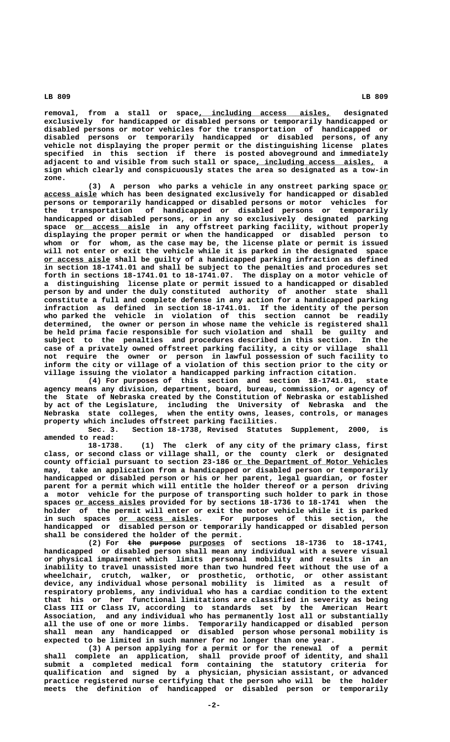removal, from a stall or space, including access aisles, designated exclusively for handicapped or disabled persons or temporarily handicapped or disabled persons or motor vehicles for the transportation of handicapped or disabled persons or temporarily handicapped or disabled persons, of any vehicle not displaying the proper permit or the distinguishing license plates specified in this section if there is posted aboveground and immediately adjacent to and visible from such stall or space, including access aisles, a sign which clearly and conspicuously states the area so designated as a tow-in zone.

(3) A person who parks a vehicle in any onstreet parking space or access aisle which has been designated exclusively for handicapped or disabled persons or temporarily handicapped or disabled persons or motor vehicles for the transportation of handicapped or disabled persons or temporarily handicapped or disabled persons, or in any so exclusively designated parking space or access aisle in any offstreet parking facility, without properly displaying the proper permit or when the handicapped or disabled person to whom or for whom, as the case may be, the license plate or permit is issued will not enter or exit the vehicle while it is parked in the designated space or access aisle shall be guilty of a handicapped parking infraction as defined in section 18-1741.01 and shall be subject to the penalties and procedures set forth in sections 18-1741.01 to 18-1741.07. The display on a motor vehicle of a distinguishing license plate or permit issued to a handicapped or disabled person by and under the duly constituted authority of another state shall constitute a full and complete defense in any action for a handicapped parking infraction as defined in section 18-1741.01. If the identity of the person who parked the vehicle in violation of this section cannot be readily determined, the owner or person in whose name the vehicle is registered shall be held prima facie responsible for such violation and shall be guilty and subject to the penalties and procedures described in this section. In the case of a privately owned offstreet parking facility, a city or village shall not require the owner or person in lawful possession of such facility to inform the city or village of a violation of this section prior to the city or village issuing the violator a handicapped parking infraction citation.

(4) For purposes of this section and section 18-1741.01, state agency means any division, department, board, bureau, commission, or agency of the State of Nebraska created by the Constitution of Nebraska or established by act of the Legislature, including the University of Nebraska and the Nebraska state colleges, when the entity owns, leases, controls, or manages property which includes offstreet parking facilities.

Sec. 3. Section 18-1738, Revised Statutes Supplement, 2000, is amended to read:

18-1738. (1) The clerk of any city of the primary class, first class, or second class or village shall, or the county clerk or designated county official pursuant to section 23-186 or the Department of Motor Vehicles may, take an application from a handicapped or disabled person or temporarily handicapped or disabled person or his or her parent, legal guardian, or foster parent for a permit which will entitle the holder thereof or a person driving a motor vehicle for the purpose of transporting such holder to park in those spaces or access aisles provided for by sections 18-1736 to 18-1741 when the holder of the permit will enter or exit the motor vehicle while it is parked in such spaces or access aisles. For purposes of this section, the handicapped or disabled person or temporarily handicapped or disabled person shall be considered the holder of the permit.

(2) For ~~the purpose~~ purposes of sections 18-1736 to 18-1741, handicapped or disabled person shall mean any individual with a severe visual or physical impairment which limits personal mobility and results in an inability to travel unassisted more than two hundred feet without the use of a wheelchair, crutch, walker, or prosthetic, orthotic, or other assistant device, any individual whose personal mobility is limited as a result of respiratory problems, any individual who has a cardiac condition to the extent that his or her functional limitations are classified in severity as being Class III or Class IV, according to standards set by the American Heart Association, and any individual who has permanently lost all or substantially all the use of one or more limbs. Temporarily handicapped or disabled person shall mean any handicapped or disabled person whose personal mobility is expected to be limited in such manner for no longer than one year.

(3) A person applying for a permit or for the renewal of a permit shall complete an application, shall provide proof of identity, and shall submit a completed medical form containing the statutory criteria for qualification and signed by a physician, physician assistant, or advanced practice registered nurse certifying that the person who will be the holder meets the definition of handicapped or disabled person or temporarily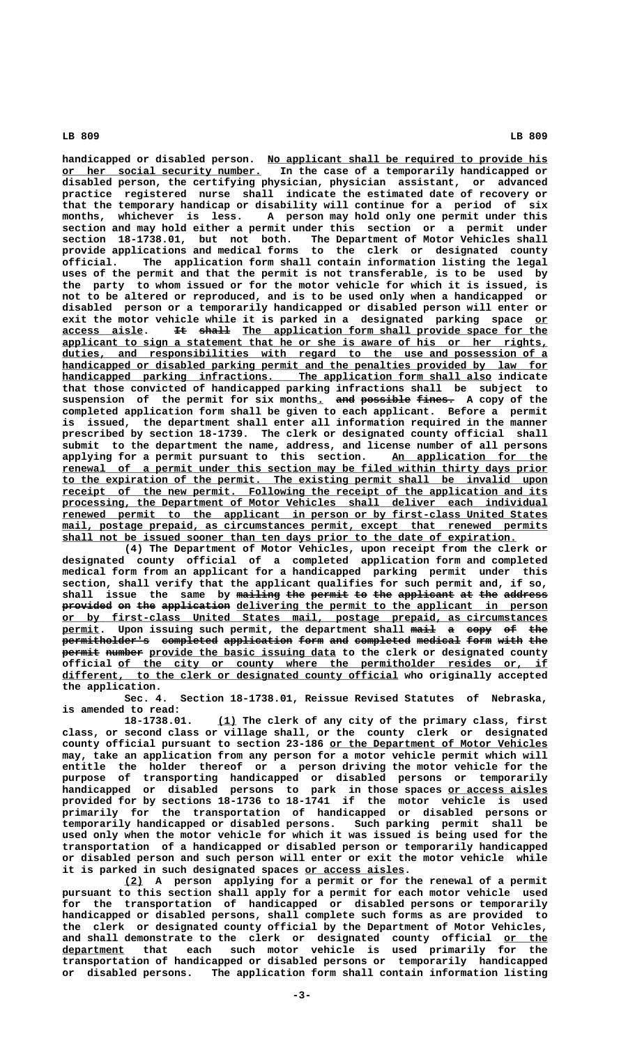handicapped or disabled person. No applicant shall be required to provide his or her social security number. In the case of a temporarily handicapped or disabled person, the certifying physician, physician assistant, or advanced practice registered nurse shall indicate the estimated date of recovery or that the temporary handicap or disability will continue for a period of six months, whichever is less. A person may hold only one permit under this section and may hold either a permit under this section or a permit under section 18-1738.01, but not both. The Department of Motor Vehicles shall provide applications and medical forms to the clerk or designated county official. The application form shall contain information listing the legal uses of the permit and that the permit is not transferable, is to be used by the party to whom issued or for the motor vehicle for which it is issued, is not to be altered or reproduced, and is to be used only when a handicapped or disabled person or a temporarily handicapped or disabled person will enter or exit the motor vehicle while it is parked in a designated parking space or access aisle. ~~It shall~~ The application form shall provide space for the applicant to sign a statement that he or she is aware of his or her rights, duties, and responsibilities with regard to the use and possession of a handicapped or disabled parking permit and the penalties provided by law for handicapped parking infractions. The application form shall also indicate that those convicted of handicapped parking infractions shall be subject to suspension of the permit for six months. ~~and possible fines.~~ A copy of the completed application form shall be given to each applicant. Before a permit is issued, the department shall enter all information required in the manner prescribed by section 18-1739. The clerk or designated county official shall submit to the department the name, address, and license number of all persons applying for a permit pursuant to this section. An application for the renewal of a permit under this section may be filed within thirty days prior to the expiration of the permit. The existing permit shall be invalid upon receipt of the new permit. Following the receipt of the application and its processing, the Department of Motor Vehicles shall deliver each individual renewed permit to the applicant in person or by first-class United States mail, postage prepaid, as circumstances permit, except that renewed permits shall not be issued sooner than ten days prior to the date of expiration.

(4) The Department of Motor Vehicles, upon receipt from the clerk or designated county official of a completed application form and completed medical form from an applicant for a handicapped parking permit under this section, shall verify that the applicant qualifies for such permit and, if so, shall issue the same by ~~mailing the permit to the applicant at the address provided on the application~~ delivering the permit to the applicant in person or by first-class United States mail, postage prepaid, as circumstances permit. Upon issuing such permit, the department shall ~~mail a copy of the permitholder's completed application form and completed medical form with the permit number~~ provide the basic issuing data to the clerk or designated county official of the city or county where the permitholder resides or, if different, to the clerk or designated county official who originally accepted the application.

Sec. 4. Section 18-1738.01, Reissue Revised Statutes of Nebraska, is amended to read:

18-1738.01. (1) The clerk of any city of the primary class, first class, or second class or village shall, or the county clerk or designated county official pursuant to section 23-186 or the Department of Motor Vehicles may, take an application from any person for a motor vehicle permit which will entitle the holder thereof or a person driving the motor vehicle for the purpose of transporting handicapped or disabled persons or temporarily handicapped or disabled persons to park in those spaces or access aisles provided for by sections 18-1736 to 18-1741 if the motor vehicle is used primarily for the transportation of handicapped or disabled persons or temporarily handicapped or disabled persons. Such parking permit shall be used only when the motor vehicle for which it was issued is being used for the transportation of a handicapped or disabled person or temporarily handicapped or disabled person and such person will enter or exit the motor vehicle while it is parked in such designated spaces or access aisles.

(2) A person applying for a permit or for the renewal of a permit pursuant to this section shall apply for a permit for each motor vehicle used for the transportation of handicapped or disabled persons or temporarily handicapped or disabled persons, shall complete such forms as are provided to the clerk or designated county official by the Department of Motor Vehicles, and shall demonstrate to the clerk or designated county official or the department that each such motor vehicle is used primarily for the transportation of handicapped or disabled persons or temporarily handicapped or disabled persons. The application form shall contain information listing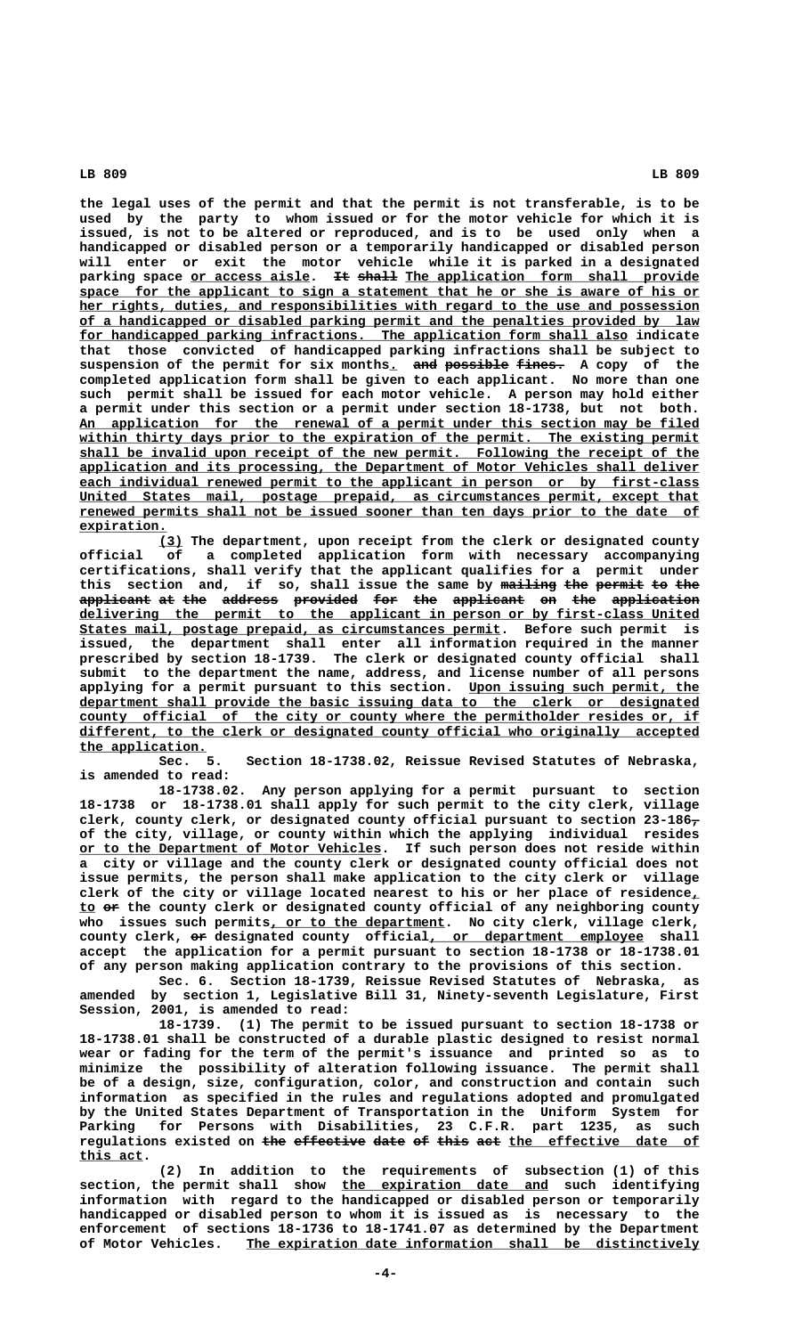the legal uses of the permit and that the permit is not transferable, is to be used by the party to whom issued or for the motor vehicle for which it is issued, is not to be altered or reproduced, and is to be used only when a handicapped or disabled person or a temporarily handicapped or disabled person will enter or exit the motor vehicle while it is parked in a designated parking space or access aisle. ~~It shall~~ The application form shall provide space for the applicant to sign a statement that he or she is aware of his or her rights, duties, and responsibilities with regard to the use and possession of a handicapped or disabled parking permit and the penalties provided by law for handicapped parking infractions. The application form shall also indicate that those convicted of handicapped parking infractions shall be subject to suspension of the permit for six months. ~~and possible fines.~~ A copy of the completed application form shall be given to each applicant. No more than one such permit shall be issued for each motor vehicle. A person may hold either a permit under this section or a permit under section 18-1738, but not both. An application for the renewal of a permit under this section may be filed within thirty days prior to the expiration of the permit. The existing permit shall be invalid upon receipt of the new permit. Following the receipt of the application and its processing, the Department of Motor Vehicles shall deliver each individual renewed permit to the applicant in person or by first-class United States mail, postage prepaid, as circumstances permit, except that renewed permits shall not be issued sooner than ten days prior to the date of expiration.

(3) The department, upon receipt from the clerk or designated county official of a completed application form with necessary accompanying certifications, shall verify that the applicant qualifies for a permit under this section and, if so, shall issue the same by ~~mailing the permit to the applicant at the address provided for the applicant on the application~~ delivering the permit to the applicant in person or by first-class United States mail, postage prepaid, as circumstances permit. Before such permit is issued, the department shall enter all information required in the manner prescribed by section 18-1739. The clerk or designated county official shall submit to the department the name, address, and license number of all persons applying for a permit pursuant to this section. Upon issuing such permit, the department shall provide the basic issuing data to the clerk or designated county official of the city or county where the permitholder resides or, if different, to the clerk or designated county official who originally accepted the application.

Sec. 5. Section 18-1738.02, Reissue Revised Statutes of Nebraska, is amended to read:

18-1738.02. Any person applying for a permit pursuant to section 18-1738 or 18-1738.01 shall apply for such permit to the city clerk, village clerk, county clerk, or designated county official pursuant to section 23-186~~,~~ of the city, village, or county within which the applying individual resides or to the Department of Motor Vehicles. If such person does not reside within a city or village and the county clerk or designated county official does not issue permits, the person shall make application to the city clerk or village clerk of the city or village located nearest to his or her place of residence, to ~~or~~ the county clerk or designated county official of any neighboring county who issues such permits, or to the department. No city clerk, village clerk, county clerk, ~~or~~ designated county official, or department employee shall accept the application for a permit pursuant to section 18-1738 or 18-1738.01 of any person making application contrary to the provisions of this section.

Sec. 6. Section 18-1739, Reissue Revised Statutes of Nebraska, as amended by section 1, Legislative Bill 31, Ninety-seventh Legislature, First Session, 2001, is amended to read:

18-1739. (1) The permit to be issued pursuant to section 18-1738 or 18-1738.01 shall be constructed of a durable plastic designed to resist normal wear or fading for the term of the permit's issuance and printed so as to minimize the possibility of alteration following issuance. The permit shall be of a design, size, configuration, color, and construction and contain such information as specified in the rules and regulations adopted and promulgated by the United States Department of Transportation in the Uniform System for Parking for Persons with Disabilities, 23 C.F.R. part 1235, as such regulations existed on ~~the effective date of this act~~ the effective date of this act.

(2) In addition to the requirements of subsection (1) of this section, the permit shall show the expiration date and such identifying information with regard to the handicapped or disabled person or temporarily handicapped or disabled person to whom it is issued as is necessary to the enforcement of sections 18-1736 to 18-1741.07 as determined by the Department of Motor Vehicles. The expiration date information shall be distinctively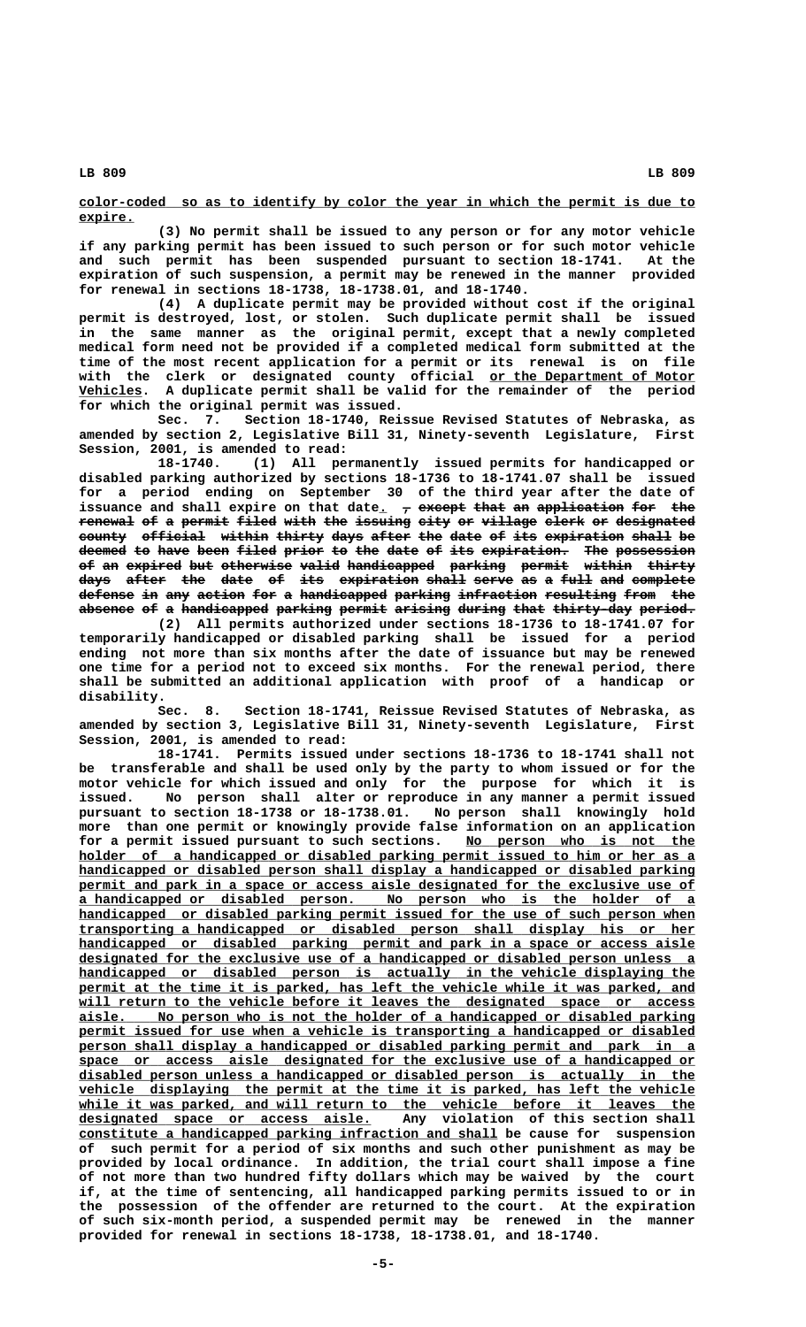color-coded so as to identify by color the year in which the permit is due to expire.

(3) No permit shall be issued to any person or for any motor vehicle if any parking permit has been issued to such person or for such motor vehicle and such permit has been suspended pursuant to section 18-1741. At the expiration of such suspension, a permit may be renewed in the manner provided for renewal in sections 18-1738, 18-1738.01, and 18-1740.

(4) A duplicate permit may be provided without cost if the original permit is destroyed, lost, or stolen. Such duplicate permit shall be issued in the same manner as the original permit, except that a newly completed medical form need not be provided if a completed medical form submitted at the time of the most recent application for a permit or its renewal is on file with the clerk or designated county official or the Department of Motor Vehicles. A duplicate permit shall be valid for the remainder of the period for which the original permit was issued.

Sec. 7. Section 18-1740, Reissue Revised Statutes of Nebraska, as amended by section 2, Legislative Bill 31, Ninety-seventh Legislature, First Session, 2001, is amended to read:

18-1740. (1) All permanently issued permits for handicapped or disabled parking authorized by sections 18-1736 to 18-1741.07 shall be issued for a period ending on September 30 of the third year after the date of issuance and shall expire on that date. , except that an application for the renewal of a permit filed with the issuing city or village clerk or designated county official within thirty days after the date of its expiration shall be deemed to have been filed prior to the date of its expiration. The possession of an expired but otherwise valid handicapped parking permit within thirty days after the date of its expiration shall serve as a full and complete defense in any action for a handicapped parking infraction resulting from the absence of a handicapped parking permit arising during that thirty-day period.

(2) All permits authorized under sections 18-1736 to 18-1741.07 for temporarily handicapped or disabled parking shall be issued for a period ending not more than six months after the date of issuance but may be renewed one time for a period not to exceed six months. For the renewal period, there shall be submitted an additional application with proof of a handicap or disability.

Sec. 8. Section 18-1741, Reissue Revised Statutes of Nebraska, as amended by section 3, Legislative Bill 31, Ninety-seventh Legislature, First Session, 2001, is amended to read:

18-1741. Permits issued under sections 18-1736 to 18-1741 shall not be transferable and shall be used only by the party to whom issued or for the motor vehicle for which issued and only for the purpose for which it is issued. No person shall alter or reproduce in any manner a permit issued pursuant to section 18-1738 or 18-1738.01. No person shall knowingly hold more than one permit or knowingly provide false information on an application for a permit issued pursuant to such sections. No person who is not the holder of a handicapped or disabled parking permit issued to him or her as a handicapped or disabled person shall display a handicapped or disabled parking permit and park in a space or access aisle designated for the exclusive use of a handicapped or disabled person. No person who is the holder of a handicapped or disabled parking permit issued for the use of such person when transporting a handicapped or disabled person shall display his or her handicapped or disabled parking permit and park in a space or access aisle designated for the exclusive use of a handicapped or disabled person unless a handicapped or disabled person is actually in the vehicle displaying the permit at the time it is parked, has left the vehicle while it was parked, and will return to the vehicle before it leaves the designated space or access aisle. No person who is not the holder of a handicapped or disabled parking permit issued for use when a vehicle is transporting a handicapped or disabled person shall display a handicapped or disabled parking permit and park in a space or access aisle designated for the exclusive use of a handicapped or disabled person unless a handicapped or disabled person is actually in the vehicle displaying the permit at the time it is parked, has left the vehicle while it was parked, and will return to the vehicle before it leaves the designated space or access aisle. Any violation of this section shall constitute a handicapped parking infraction and shall be cause for suspension of such permit for a period of six months and such other punishment as may be provided by local ordinance. In addition, the trial court shall impose a fine of not more than two hundred fifty dollars which may be waived by the court if, at the time of sentencing, all handicapped parking permits issued to or in the possession of the offender are returned to the court. At the expiration of such six-month period, a suspended permit may be renewed in the manner provided for renewal in sections 18-1738, 18-1738.01, and 18-1740.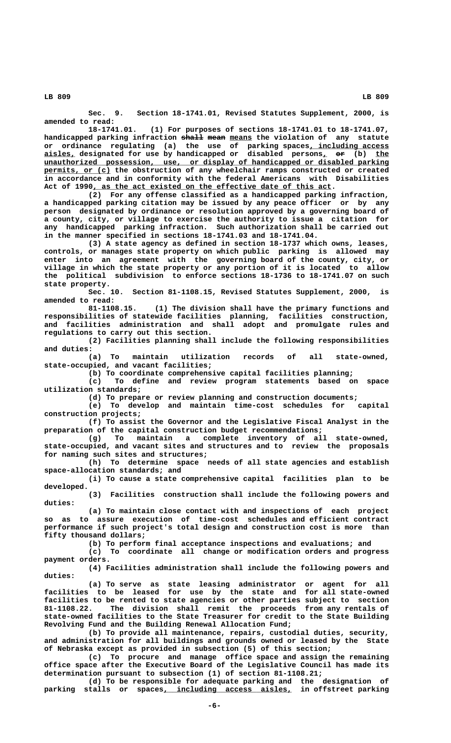Sec. 9. Section 18-1741.01, Revised Statutes Supplement, 2000, is amended to read:

18-1741.01. (1) For purposes of sections 18-1741.01 to 18-1741.07, handicapped parking infraction ~~shall mean~~ means the violation of any statute or ordinance regulating (a) the use of parking spaces, including access aisles, designated for use by handicapped or disabled persons, ~~or~~ (b) the unauthorized possession, use, or display of handicapped or disabled parking permits, or (c) the obstruction of any wheelchair ramps constructed or created in accordance and in conformity with the federal Americans with Disabilities Act of 1990, as the act existed on the effective date of this act.

(2) For any offense classified as a handicapped parking infraction, a handicapped parking citation may be issued by any peace officer or by any person designated by ordinance or resolution approved by a governing board of a county, city, or village to exercise the authority to issue a citation for any handicapped parking infraction. Such authorization shall be carried out in the manner specified in sections 18-1741.03 and 18-1741.04.

(3) A state agency as defined in section 18-1737 which owns, leases, controls, or manages state property on which public parking is allowed may enter into an agreement with the governing board of the county, city, or village in which the state property or any portion of it is located to allow the political subdivision to enforce sections 18-1736 to 18-1741.07 on such state property.

Sec. 10. Section 81-1108.15, Revised Statutes Supplement, 2000, is amended to read:

81-1108.15. (1) The division shall have the primary functions and responsibilities of statewide facilities planning, facilities construction, and facilities administration and shall adopt and promulgate rules and regulations to carry out this section.

(2) Facilities planning shall include the following responsibilities and duties:

(a) To maintain utilization records of all state-owned, state-occupied, and vacant facilities;

(b) To coordinate comprehensive capital facilities planning;

(c) To define and review program statements based on space utilization standards;

(d) To prepare or review planning and construction documents;

(e) To develop and maintain time-cost schedules for capital construction projects;

(f) To assist the Governor and the Legislative Fiscal Analyst in the preparation of the capital construction budget recommendations;

(g) To maintain a complete inventory of all state-owned, state-occupied, and vacant sites and structures and to review the proposals for naming such sites and structures;

(h) To determine space needs of all state agencies and establish space-allocation standards; and

(i) To cause a state comprehensive capital facilities plan to be developed.

(3) Facilities construction shall include the following powers and duties:

(a) To maintain close contact with and inspections of each project so as to assure execution of time-cost schedules and efficient contract performance if such project's total design and construction cost is more than fifty thousand dollars;

(b) To perform final acceptance inspections and evaluations; and

(c) To coordinate all change or modification orders and progress payment orders.

(4) Facilities administration shall include the following powers and duties:

(a) To serve as state leasing administrator or agent for all facilities to be leased for use by the state and for all state-owned facilities to be rented to state agencies or other parties subject to section 81-1108.22. The division shall remit the proceeds from any rentals of state-owned facilities to the State Treasurer for credit to the State Building Revolving Fund and the Building Renewal Allocation Fund;

(b) To provide all maintenance, repairs, custodial duties, security, and administration for all buildings and grounds owned or leased by the State of Nebraska except as provided in subsection (5) of this section;

(c) To procure and manage office space and assign the remaining office space after the Executive Board of the Legislative Council has made its determination pursuant to subsection (1) of section 81-1108.21;

(d) To be responsible for adequate parking and the designation of parking stalls or spaces, including access aisles, in offstreet parking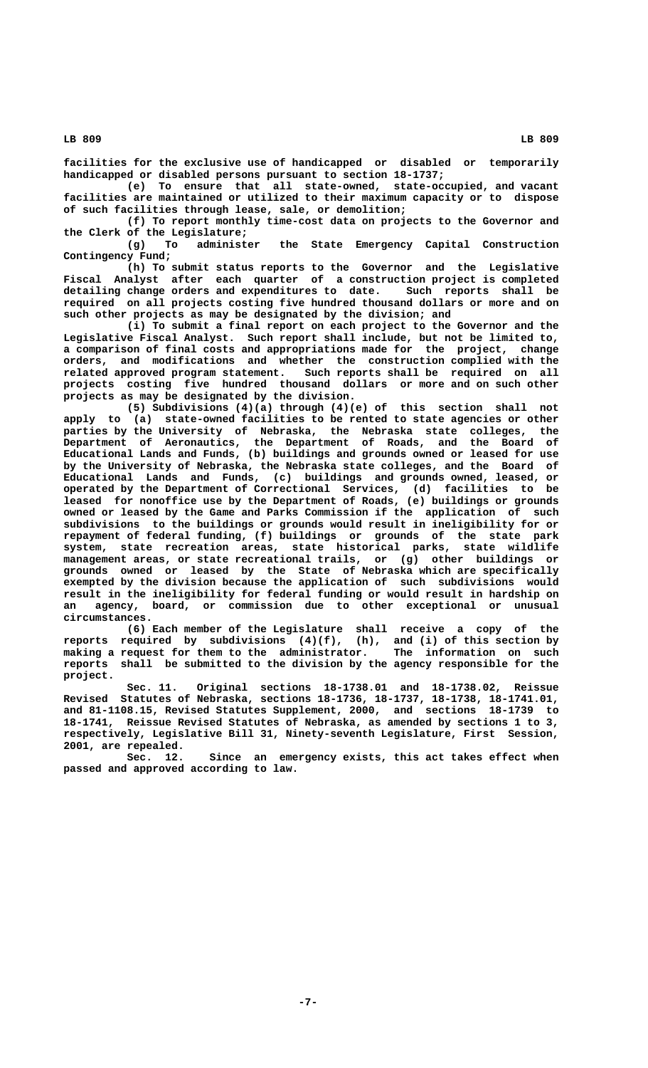facilities for the exclusive use of handicapped or disabled or temporarily handicapped or disabled persons pursuant to section 18-1737;

(e) To ensure that all state-owned, state-occupied, and vacant facilities are maintained or utilized to their maximum capacity or to dispose of such facilities through lease, sale, or demolition;

(f) To report monthly time-cost data on projects to the Governor and the Clerk of the Legislature;

(g) To administer the State Emergency Capital Construction Contingency Fund;

(h) To submit status reports to the Governor and the Legislative Fiscal Analyst after each quarter of a construction project is completed detailing change orders and expenditures to date. Such reports shall be required on all projects costing five hundred thousand dollars or more and on such other projects as may be designated by the division; and

(i) To submit a final report on each project to the Governor and the Legislative Fiscal Analyst. Such report shall include, but not be limited to, a comparison of final costs and appropriations made for the project, change orders, and modifications and whether the construction complied with the related approved program statement. Such reports shall be required on all projects costing five hundred thousand dollars or more and on such other projects as may be designated by the division.

(5) Subdivisions (4)(a) through (4)(e) of this section shall not apply to (a) state-owned facilities to be rented to state agencies or other parties by the University of Nebraska, the Nebraska state colleges, the Department of Aeronautics, the Department of Roads, and the Board of Educational Lands and Funds, (b) buildings and grounds owned or leased for use by the University of Nebraska, the Nebraska state colleges, and the Board of Educational Lands and Funds, (c) buildings and grounds owned, leased, or operated by the Department of Correctional Services, (d) facilities to be leased for nonoffice use by the Department of Roads, (e) buildings or grounds owned or leased by the Game and Parks Commission if the application of such subdivisions to the buildings or grounds would result in ineligibility for or repayment of federal funding, (f) buildings or grounds of the state park system, state recreation areas, state historical parks, state wildlife management areas, or state recreational trails, or (g) other buildings or grounds owned or leased by the State of Nebraska which are specifically exempted by the division because the application of such subdivisions would result in the ineligibility for federal funding or would result in hardship on an agency, board, or commission due to other exceptional or unusual circumstances.

(6) Each member of the Legislature shall receive a copy of the reports required by subdivisions (4)(f), (h), and (i) of this section by making a request for them to the administrator. The information on such reports shall be submitted to the division by the agency responsible for the project.

Sec. 11. Original sections 18-1738.01 and 18-1738.02, Reissue Revised Statutes of Nebraska, sections 18-1736, 18-1737, 18-1738, 18-1741.01, and 81-1108.15, Revised Statutes Supplement, 2000, and sections 18-1739 to 18-1741, Reissue Revised Statutes of Nebraska, as amended by sections 1 to 3, respectively, Legislative Bill 31, Ninety-seventh Legislature, First Session, 2001, are repealed.

Sec. 12. Since an emergency exists, this act takes effect when passed and approved according to law.